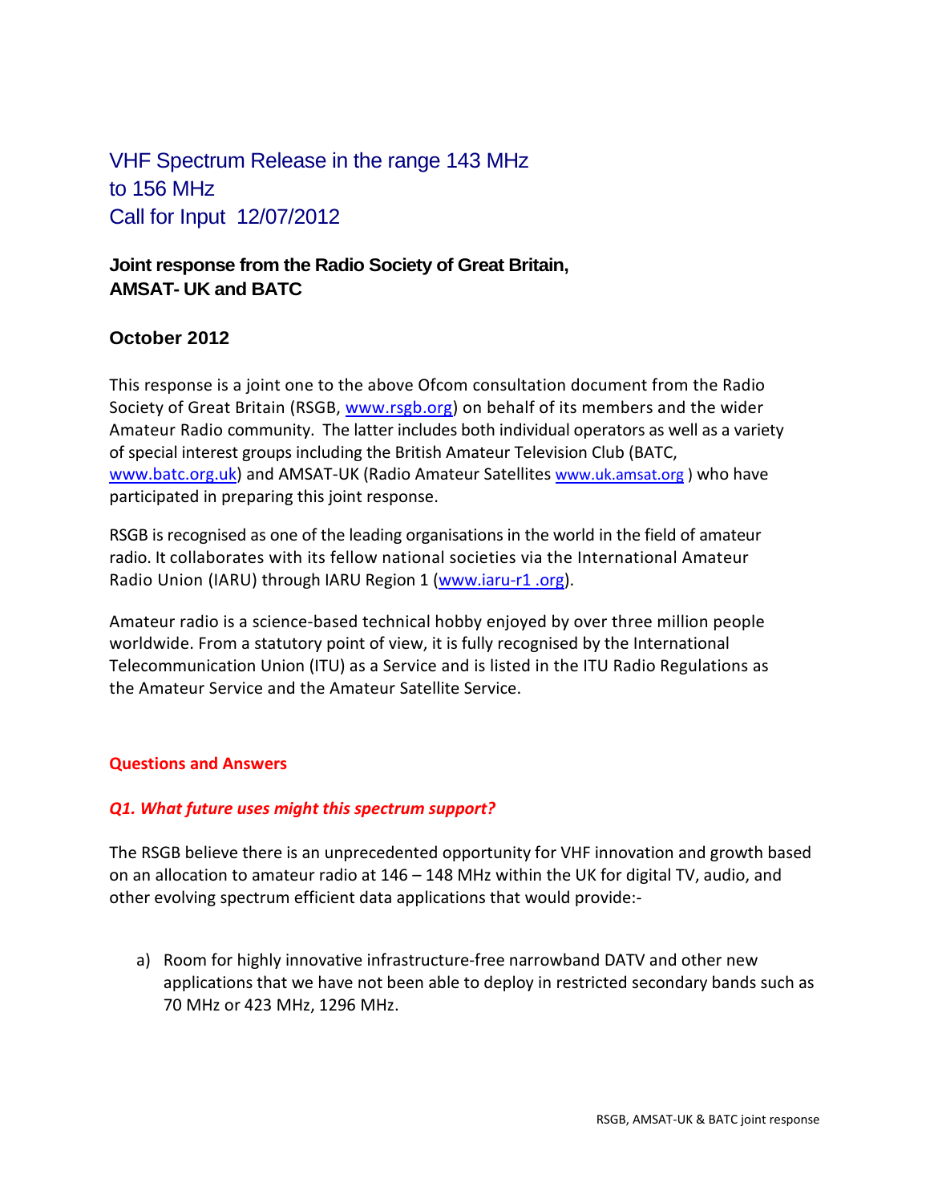# VHF Spectrum Release in the range 143 MHz to 156 MHz Call for Input 12/07/2012

## Joint response from the Radio Society of Great Britain, AMSAT- UK and BATC

## October 2012

This response is a joint one to the above Ofcom consultation document from the Radio Society of Great Britain (RSGB, www.rsgb.org) on behalf of its members and the wider Amateur Radio community. The latter includes both individual operators as well as a variety of special interest groups including the British Amateur Television Club (BATC, www.batc.org.uk) and AMSAT-UK (Radio Amateur Satellites www.uk.amsat.org ) who have participated in preparing this joint response.

RSGB is recognised as one of the leading organisations in the world in the field of amateur radio. It collaborates with its fellow national societies via the International Amateur Radio Union (IARU) through IARU Region 1 (www.iaru-r1 .org).

Amateur radio is a science-based technical hobby enjoyed by over three million people worldwide. From a statutory point of view, it is fully recognised by the International Telecommunication Union (ITU) as a Service and is listed in the ITU Radio Regulations as the Amateur Service and the Amateur Satellite Service.

### Questions and Answers

#### *Q1. What future uses might this spectrum support?*

The RSGB believe there is an unprecedented opportunity for VHF innovation and growth based on an allocation to amateur radio at 146 – 148 MHz within the UK for digital TV, audio, and other evolving spectrum efficient data applications that would provide:-

a) Room for highly innovative infrastructure-free narrowband DATV and other new applications that we have not been able to deploy in restricted secondary bands such as 70 MHz or 423 MHz, 1296 MHz.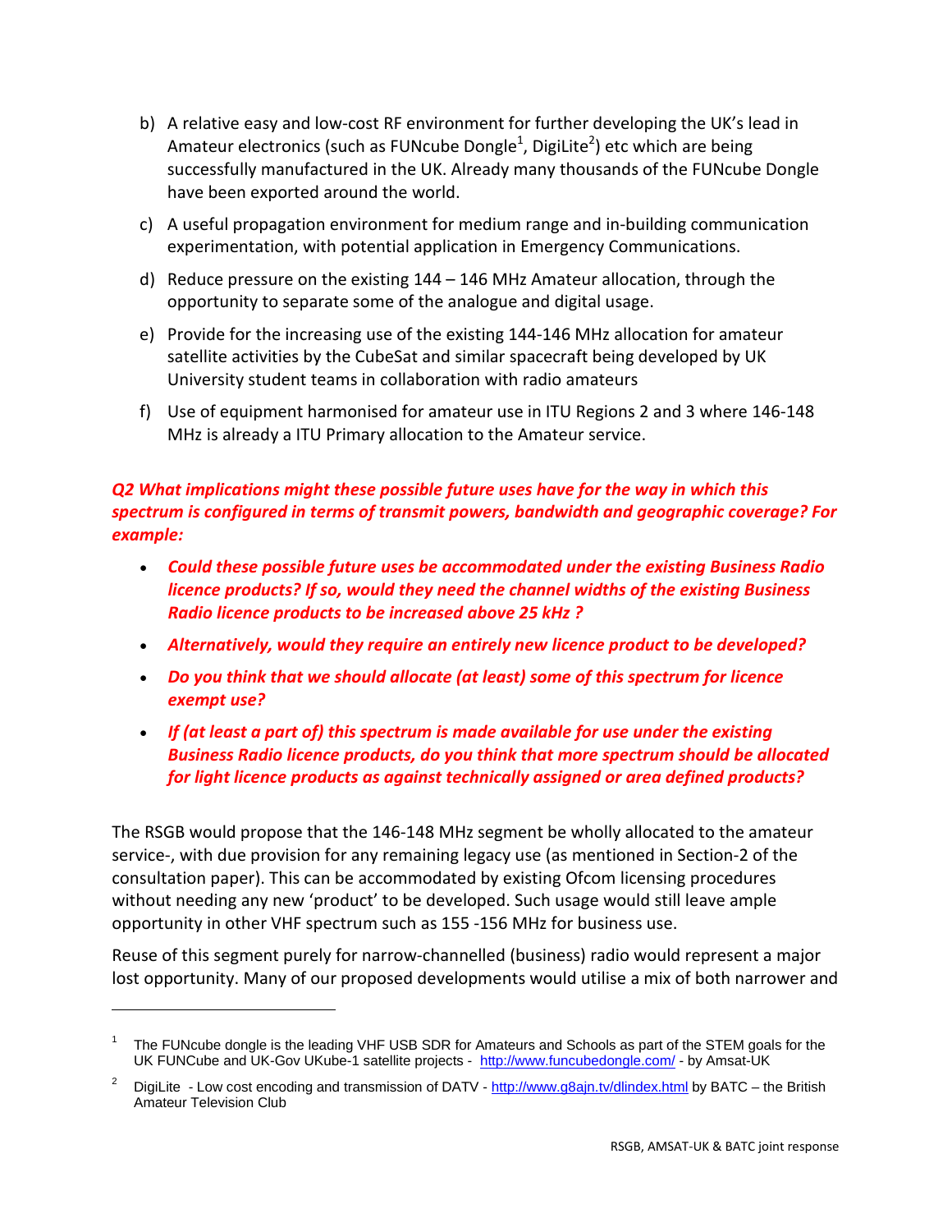b) A relative easy and low-cost RF environment for further developing the UK's lead in Amateur electronics (such as FUNcube Dongle[1], DigiLite[2]) etc which are being successfully manufactured in the UK. Already many thousands of the FUNcube Dongle have been exported around the world.

c) A useful propagation environment for medium range and in-building communication experimentation, with potential application in Emergency Communications.

d) Reduce pressure on the existing 144 – 146 MHz Amateur allocation, through the opportunity to separate some of the analogue and digital usage.

e) Provide for the increasing use of the existing 144-146 MHz allocation for amateur satellite activities by the CubeSat and similar spacecraft being developed by UK University student teams in collaboration with radio amateurs

f) Use of equipment harmonised for amateur use in ITU Regions 2 and 3 where 146-148 MHz is already a ITU Primary allocation to the Amateur service.

***Q2 What implications might these possible future uses have for the way in which this spectrum is configured in terms of transmit powers, bandwidth and geographic coverage? For example:***

- ***Could these possible future uses be accommodated under the existing Business Radio licence products? If so, would they need the channel widths of the existing Business Radio licence products to be increased above 25 kHz ?***
- ***Alternatively, would they require an entirely new licence product to be developed?***
- ***Do you think that we should allocate (at least) some of this spectrum for licence exempt use?***
- ***If (at least a part of) this spectrum is made available for use under the existing Business Radio licence products, do you think that more spectrum should be allocated for light licence products as against technically assigned or area defined products?***

The RSGB would propose that the 146-148 MHz segment be wholly allocated to the amateur service-, with due provision for any remaining legacy use (as mentioned in Section-2 of the consultation paper). This can be accommodated by existing Ofcom licensing procedures without needing any new 'product' to be developed. Such usage would still leave ample opportunity in other VHF spectrum such as 155 -156 MHz for business use.

Reuse of this segment purely for narrow-channelled (business) radio would represent a major lost opportunity. Many of our proposed developments would utilise a mix of both narrower and

---

[1] The FUNcube dongle is the leading VHF USB SDR for Amateurs and Schools as part of the STEM goals for the UK FUNCube and UK-Gov UKube-1 satellite projects - http://www.funcubedongle.com/ - by Amsat-UK

[2] DigiLite - Low cost encoding and transmission of DATV - http://www.g8ajn.tv/dlindex.html by BATC – the British Amateur Television Club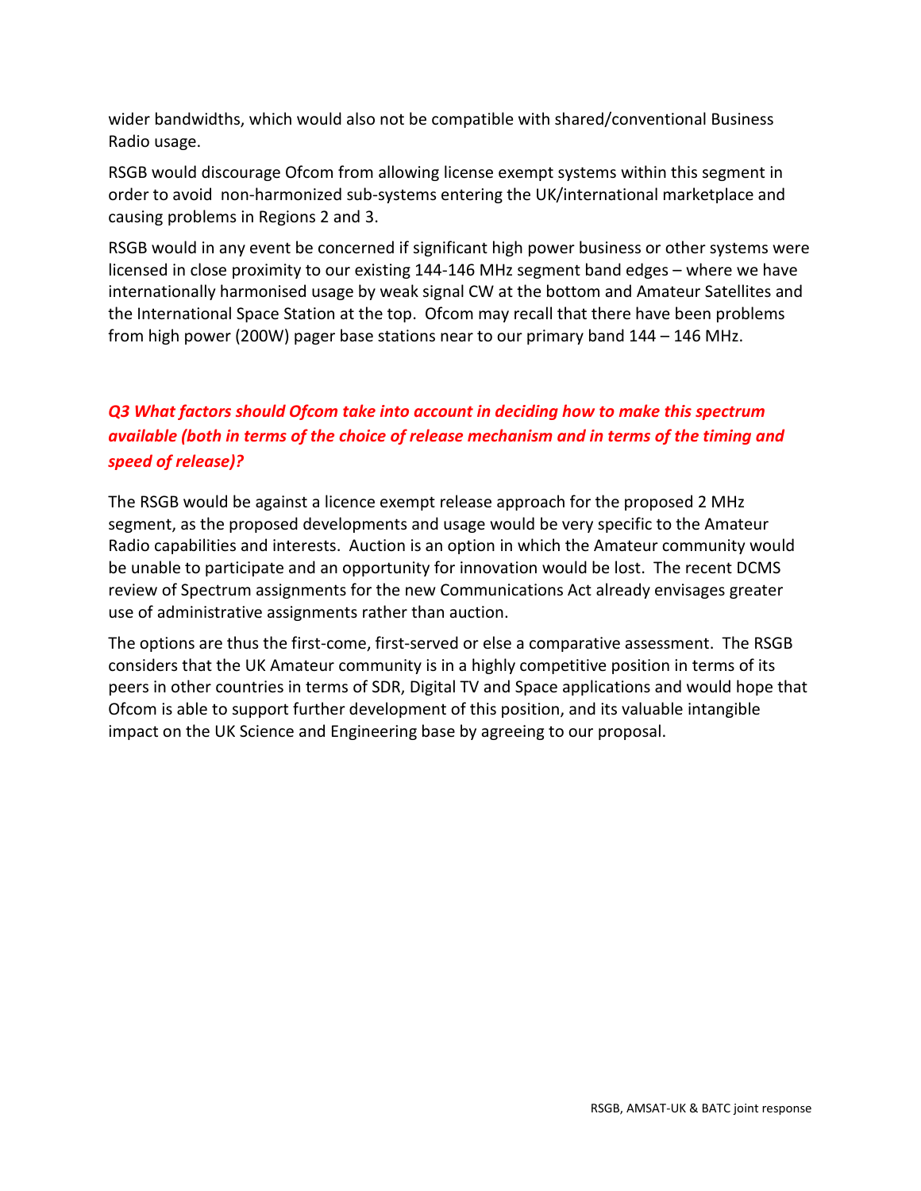wider bandwidths, which would also not be compatible with shared/conventional Business Radio usage.

RSGB would discourage Ofcom from allowing license exempt systems within this segment in order to avoid non-harmonized sub-systems entering the UK/international marketplace and causing problems in Regions 2 and 3.

RSGB would in any event be concerned if significant high power business or other systems were licensed in close proximity to our existing 144-146 MHz segment band edges – where we have internationally harmonised usage by weak signal CW at the bottom and Amateur Satellites and the International Space Station at the top. Ofcom may recall that there have been problems from high power (200W) pager base stations near to our primary band 144 – 146 MHz.

### *Q3 What factors should Ofcom take into account in deciding how to make this spectrum available (both in terms of the choice of release mechanism and in terms of the timing and speed of release)?*

The RSGB would be against a licence exempt release approach for the proposed 2 MHz segment, as the proposed developments and usage would be very specific to the Amateur Radio capabilities and interests. Auction is an option in which the Amateur community would be unable to participate and an opportunity for innovation would be lost. The recent DCMS review of Spectrum assignments for the new Communications Act already envisages greater use of administrative assignments rather than auction.

The options are thus the first-come, first-served or else a comparative assessment. The RSGB considers that the UK Amateur community is in a highly competitive position in terms of its peers in other countries in terms of SDR, Digital TV and Space applications and would hope that Ofcom is able to support further development of this position, and its valuable intangible impact on the UK Science and Engineering base by agreeing to our proposal.